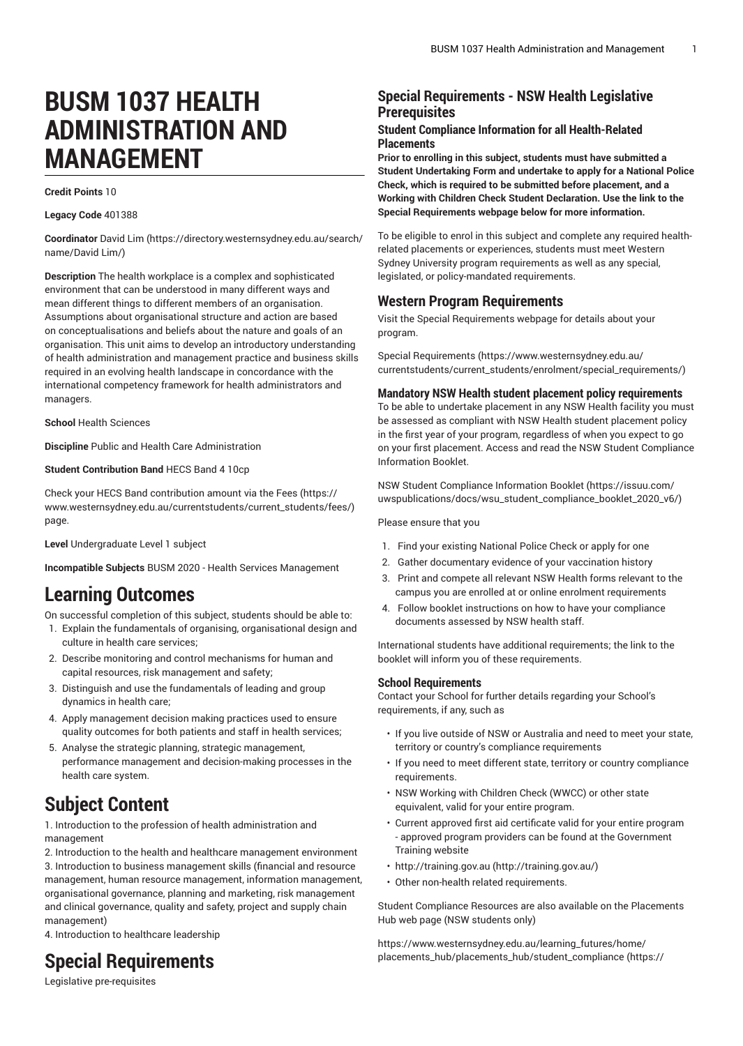# BUSM 1037 HEALTH ADMINISTRATION AND MANAGEMENT

**Credit Points** 10

**Legacy Code** 401388

**Coordinator** David Lim (https://directory.westernsydney.edu.au/search/name/David Lim/)

**Description** The health workplace is a complex and sophisticated environment that can be understood in many different ways and mean different things to different members of an organisation. Assumptions about organisational structure and action are based on conceptualisations and beliefs about the nature and goals of an organisation. This unit aims to develop an introductory understanding of health administration and management practice and business skills required in an evolving health landscape in concordance with the international competency framework for health administrators and managers.

**School** Health Sciences

**Discipline** Public and Health Care Administration

**Student Contribution Band** HECS Band 4 10cp

Check your HECS Band contribution amount via the Fees (https://www.westernsydney.edu.au/currentstudents/current_students/fees/) page.

**Level** Undergraduate Level 1 subject

**Incompatible Subjects** BUSM 2020 - Health Services Management

# Learning Outcomes

On successful completion of this subject, students should be able to:

1. Explain the fundamentals of organising, organisational design and culture in health care services;
2. Describe monitoring and control mechanisms for human and capital resources, risk management and safety;
3. Distinguish and use the fundamentals of leading and group dynamics in health care;
4. Apply management decision making practices used to ensure quality outcomes for both patients and staff in health services;
5. Analyse the strategic planning, strategic management, performance management and decision-making processes in the health care system.

# Subject Content

1. Introduction to the profession of health administration and management
2. Introduction to the health and healthcare management environment
3. Introduction to business management skills (financial and resource management, human resource management, information management, organisational governance, planning and marketing, risk management and clinical governance, quality and safety, project and supply chain management)
4. Introduction to healthcare leadership

# Special Requirements

Legislative pre-requisites

## Special Requirements - NSW Health Legislative Prerequisites

### Student Compliance Information for all Health-Related Placements

**Prior to enrolling in this subject, students must have submitted a Student Undertaking Form and undertake to apply for a National Police Check, which is required to be submitted before placement, and a Working with Children Check Student Declaration. Use the link to the Special Requirements webpage below for more information.**

To be eligible to enrol in this subject and complete any required health-related placements or experiences, students must meet Western Sydney University program requirements as well as any special, legislated, or policy-mandated requirements.

## Western Program Requirements

Visit the Special Requirements webpage for details about your program.

Special Requirements (https://www.westernsydney.edu.au/currentstudents/current_students/enrolment/special_requirements/)

### Mandatory NSW Health student placement policy requirements

To be able to undertake placement in any NSW Health facility you must be assessed as compliant with NSW Health student placement policy in the first year of your program, regardless of when you expect to go on your first placement. Access and read the NSW Student Compliance Information Booklet.

NSW Student Compliance Information Booklet (https://issuu.com/uwspublications/docs/wsu_student_compliance_booklet_2020_v6/)

Please ensure that you

1. Find your existing National Police Check or apply for one
2. Gather documentary evidence of your vaccination history
3. Print and compete all relevant NSW Health forms relevant to the campus you are enrolled at or online enrolment requirements
4. Follow booklet instructions on how to have your compliance documents assessed by NSW health staff.

International students have additional requirements; the link to the booklet will inform you of these requirements.

### School Requirements

Contact your School for further details regarding your School's requirements, if any, such as

- If you live outside of NSW or Australia and need to meet your state, territory or country's compliance requirements
- If you need to meet different state, territory or country compliance requirements.
- NSW Working with Children Check (WWCC) or other state equivalent, valid for your entire program.
- Current approved first aid certificate valid for your entire program - approved program providers can be found at the Government Training website
- http://training.gov.au (http://training.gov.au/)
- Other non-health related requirements.

Student Compliance Resources are also available on the Placements Hub web page (NSW students only)

https://www.westernsydney.edu.au/learning_futures/home/placements_hub/placements_hub/student_compliance (https://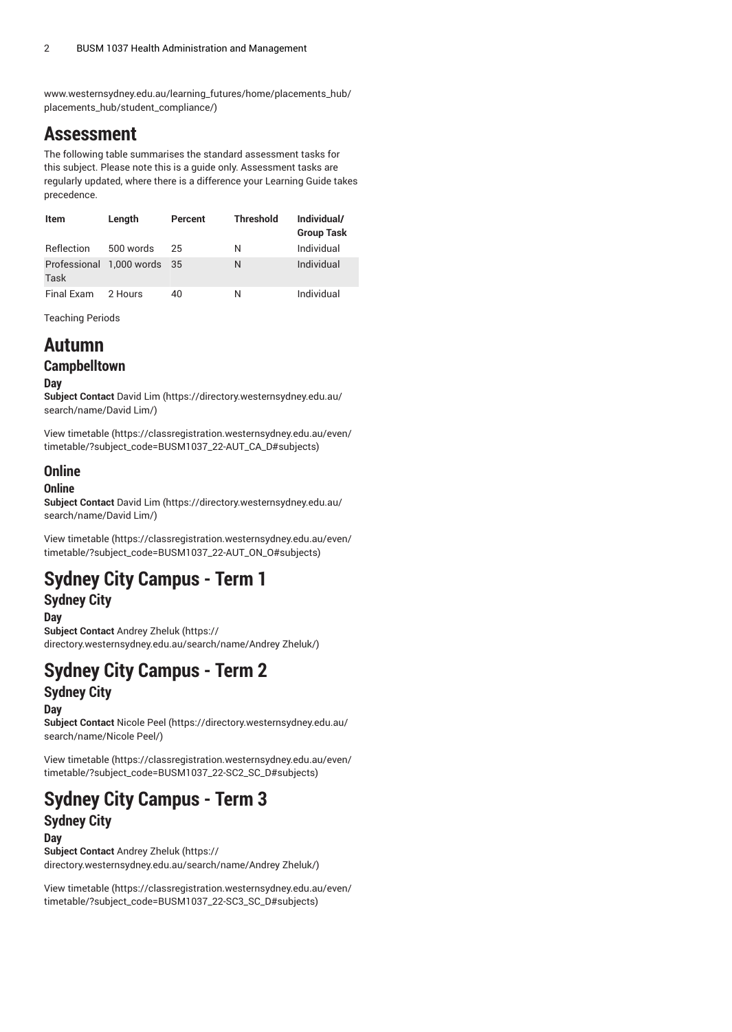www.westernsydney.edu.au/learning_futures/home/placements_hub/placements_hub/student_compliance/)

# Assessment

The following table summarises the standard assessment tasks for this subject. Please note this is a guide only. Assessment tasks are regularly updated, where there is a difference your Learning Guide takes precedence.

| Item | Length | Percent | Threshold | Individual/ Group Task |
|---|---|---|---|---|
| Reflection | 500 words | 25 | N | Individual |
| Professional Task | 1,000 words | 35 | N | Individual |
| Final Exam | 2 Hours | 40 | N | Individual |

Teaching Periods

# Autumn

## Campbelltown

### Day

**Subject Contact** David Lim (https://directory.westernsydney.edu.au/search/name/David Lim/)

View timetable (https://classregistration.westernsydney.edu.au/even/timetable/?subject_code=BUSM1037_22-AUT_CA_D#subjects)

## Online

### Online

**Subject Contact** David Lim (https://directory.westernsydney.edu.au/search/name/David Lim/)

View timetable (https://classregistration.westernsydney.edu.au/even/timetable/?subject_code=BUSM1037_22-AUT_ON_O#subjects)

# Sydney City Campus - Term 1

## Sydney City

### Day

**Subject Contact** Andrey Zheluk (https://directory.westernsydney.edu.au/search/name/Andrey Zheluk/)

# Sydney City Campus - Term 2

## Sydney City

### Day

**Subject Contact** Nicole Peel (https://directory.westernsydney.edu.au/search/name/Nicole Peel/)

View timetable (https://classregistration.westernsydney.edu.au/even/timetable/?subject_code=BUSM1037_22-SC2_SC_D#subjects)

# Sydney City Campus - Term 3

## Sydney City

### Day

**Subject Contact** Andrey Zheluk (https://directory.westernsydney.edu.au/search/name/Andrey Zheluk/)

View timetable (https://classregistration.westernsydney.edu.au/even/timetable/?subject_code=BUSM1037_22-SC3_SC_D#subjects)